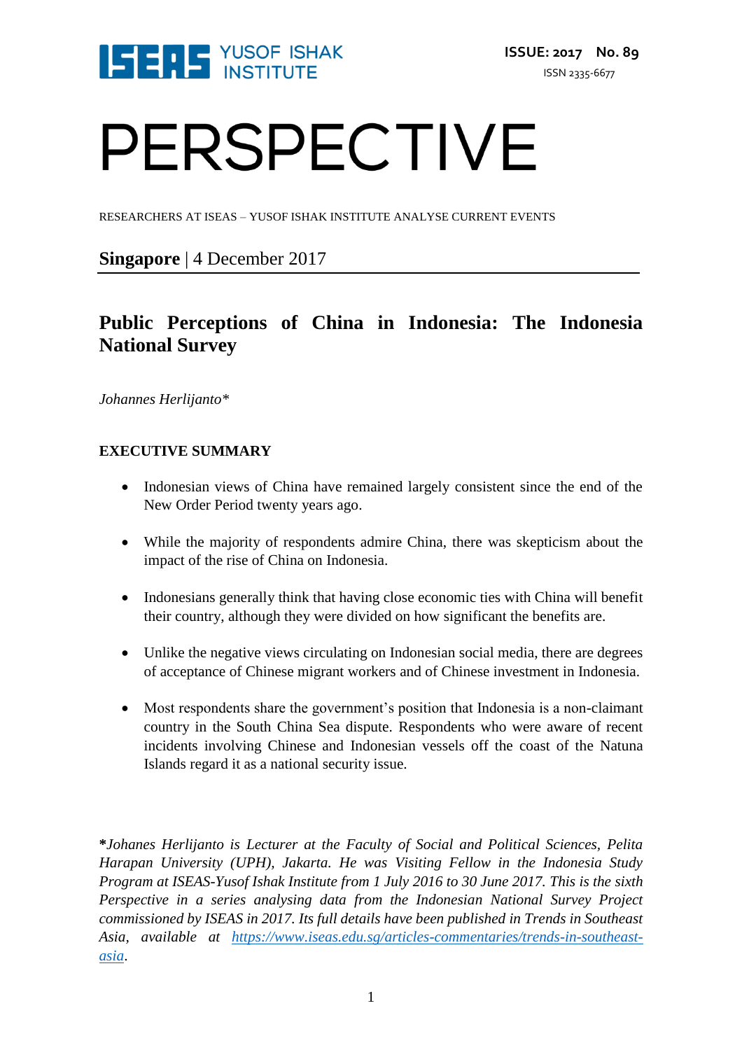ISSUE: 2017 No. 89

ISSN 2335-6677

# PERSPECTIVE

RESEARCHERS AT ISEAS – YUSOF ISHAK INSTITUTE ANALYSE CURRENT EVENTS

**Singapore** | 4 December 2017

## Public Perceptions of China in Indonesia: The Indonesia National Survey

*Johannes Herlijanto**

### EXECUTIVE SUMMARY

- Indonesian views of China have remained largely consistent since the end of the New Order Period twenty years ago.
- While the majority of respondents admire China, there was skepticism about the impact of the rise of China on Indonesia.
- Indonesians generally think that having close economic ties with China will benefit their country, although they were divided on how significant the benefits are.
- Unlike the negative views circulating on Indonesian social media, there are degrees of acceptance of Chinese migrant workers and of Chinese investment in Indonesia.
- Most respondents share the government's position that Indonesia is a non-claimant country in the South China Sea dispute. Respondents who were aware of recent incidents involving Chinese and Indonesian vessels off the coast of the Natuna Islands regard it as a national security issue.

***Johanes Herlijanto is Lecturer at the Faculty of Social and Political Sciences, Pelita Harapan University (UPH), Jakarta. He was Visiting Fellow in the Indonesia Study Program at ISEAS-Yusof Ishak Institute from 1 July 2016 to 30 June 2017. This is the sixth Perspective in a series analysing data from the Indonesian National Survey Project commissioned by ISEAS in 2017. Its full details have been published in Trends in Southeast Asia, available at [https://www.iseas.edu.sg/articles-commentaries/trends-in-southeast-asia](https://www.iseas.edu.sg/articles-commentaries/trends-in-southeast-asia).*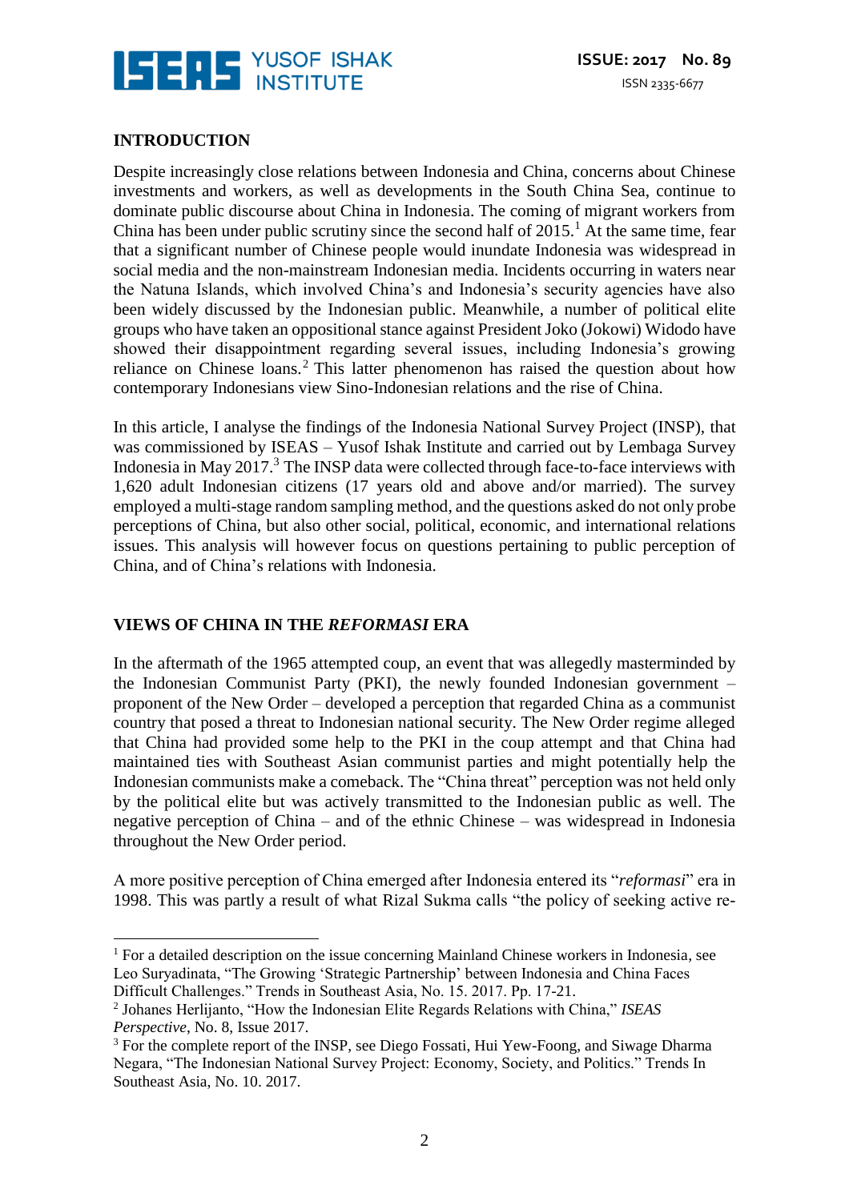## INTRODUCTION

Despite increasingly close relations between Indonesia and China, concerns about Chinese investments and workers, as well as developments in the South China Sea, continue to dominate public discourse about China in Indonesia. The coming of migrant workers from China has been under public scrutiny since the second half of 2015.[1] At the same time, fear that a significant number of Chinese people would inundate Indonesia was widespread in social media and the non-mainstream Indonesian media. Incidents occurring in waters near the Natuna Islands, which involved China's and Indonesia's security agencies have also been widely discussed by the Indonesian public. Meanwhile, a number of political elite groups who have taken an oppositional stance against President Joko (Jokowi) Widodo have showed their disappointment regarding several issues, including Indonesia's growing reliance on Chinese loans.[2] This latter phenomenon has raised the question about how contemporary Indonesians view Sino-Indonesian relations and the rise of China.

In this article, I analyse the findings of the Indonesia National Survey Project (INSP), that was commissioned by ISEAS – Yusof Ishak Institute and carried out by Lembaga Survey Indonesia in May 2017.[3] The INSP data were collected through face-to-face interviews with 1,620 adult Indonesian citizens (17 years old and above and/or married). The survey employed a multi-stage random sampling method, and the questions asked do not only probe perceptions of China, but also other social, political, economic, and international relations issues. This analysis will however focus on questions pertaining to public perception of China, and of China's relations with Indonesia.

## VIEWS OF CHINA IN THE *REFORMASI* ERA

In the aftermath of the 1965 attempted coup, an event that was allegedly masterminded by the Indonesian Communist Party (PKI), the newly founded Indonesian government – proponent of the New Order – developed a perception that regarded China as a communist country that posed a threat to Indonesian national security. The New Order regime alleged that China had provided some help to the PKI in the coup attempt and that China had maintained ties with Southeast Asian communist parties and might potentially help the Indonesian communists make a comeback. The "China threat" perception was not held only by the political elite but was actively transmitted to the Indonesian public as well. The negative perception of China – and of the ethnic Chinese – was widespread in Indonesia throughout the New Order period.

A more positive perception of China emerged after Indonesia entered its "*reformasi*" era in 1998. This was partly a result of what Rizal Sukma calls "the policy of seeking active re-

---

[1] For a detailed description on the issue concerning Mainland Chinese workers in Indonesia, see Leo Suryadinata, "The Growing 'Strategic Partnership' between Indonesia and China Faces Difficult Challenges." Trends in Southeast Asia, No. 15. 2017. Pp. 17-21.

[2] Johanes Herlijanto, "How the Indonesian Elite Regards Relations with China," *ISEAS Perspective*, No. 8, Issue 2017.

[3] For the complete report of the INSP, see Diego Fossati, Hui Yew-Foong, and Siwage Dharma Negara, "The Indonesian National Survey Project: Economy, Society, and Politics." Trends In Southeast Asia, No. 10. 2017.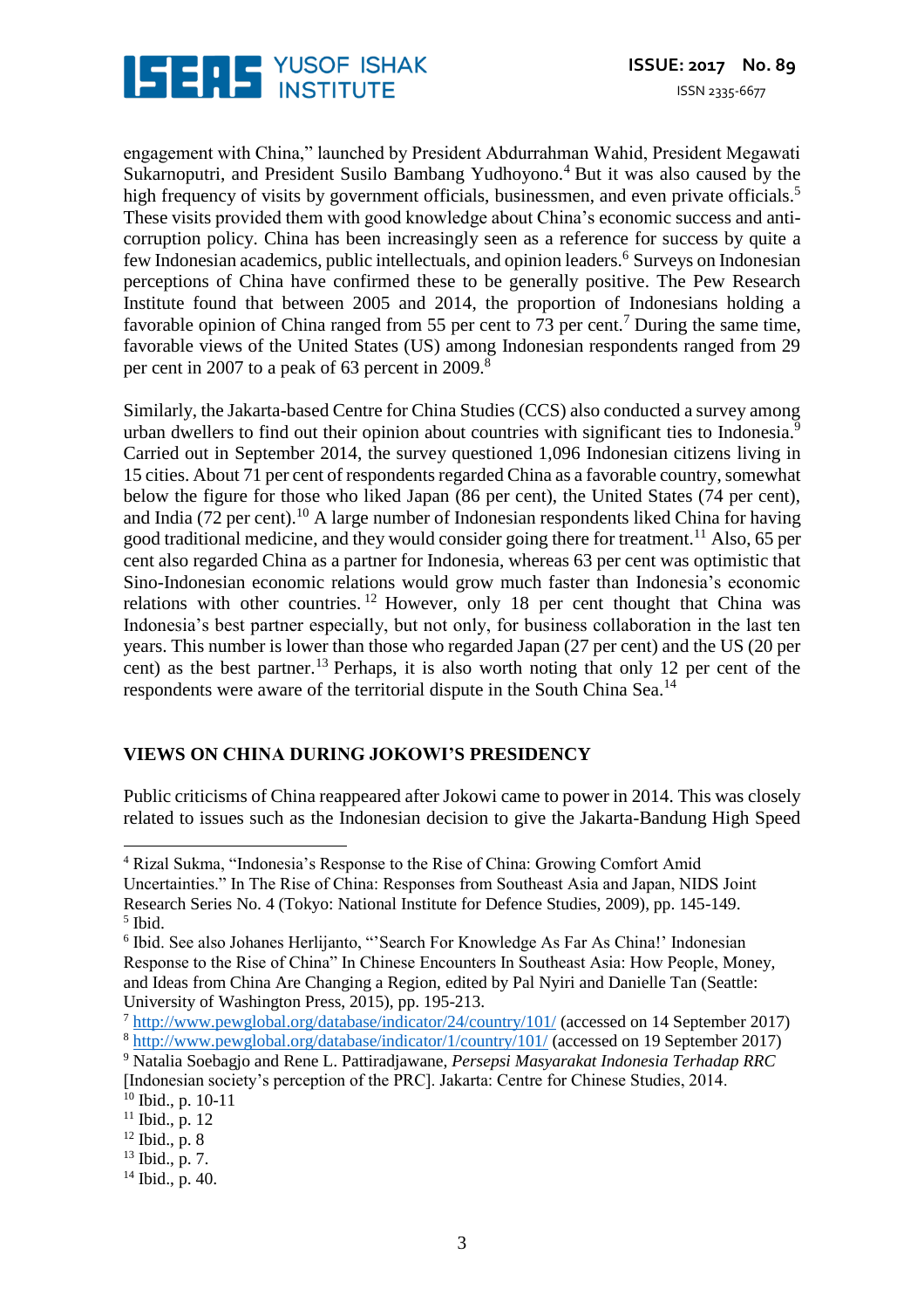engagement with China," launched by President Abdurrahman Wahid, President Megawati Sukarnoputri, and President Susilo Bambang Yudhoyono.[4] But it was also caused by the high frequency of visits by government officials, businessmen, and even private officials.[5] These visits provided them with good knowledge about China's economic success and anti-corruption policy. China has been increasingly seen as a reference for success by quite a few Indonesian academics, public intellectuals, and opinion leaders.[6] Surveys on Indonesian perceptions of China have confirmed these to be generally positive. The Pew Research Institute found that between 2005 and 2014, the proportion of Indonesians holding a favorable opinion of China ranged from 55 per cent to 73 per cent.[7] During the same time, favorable views of the United States (US) among Indonesian respondents ranged from 29 per cent in 2007 to a peak of 63 percent in 2009.[8]

Similarly, the Jakarta-based Centre for China Studies (CCS) also conducted a survey among urban dwellers to find out their opinion about countries with significant ties to Indonesia.[9] Carried out in September 2014, the survey questioned 1,096 Indonesian citizens living in 15 cities. About 71 per cent of respondents regarded China as a favorable country, somewhat below the figure for those who liked Japan (86 per cent), the United States (74 per cent), and India (72 per cent).[10] A large number of Indonesian respondents liked China for having good traditional medicine, and they would consider going there for treatment.[11] Also, 65 per cent also regarded China as a partner for Indonesia, whereas 63 per cent was optimistic that Sino-Indonesian economic relations would grow much faster than Indonesia's economic relations with other countries.[12] However, only 18 per cent thought that China was Indonesia's best partner especially, but not only, for business collaboration in the last ten years. This number is lower than those who regarded Japan (27 per cent) and the US (20 per cent) as the best partner.[13] Perhaps, it is also worth noting that only 12 per cent of the respondents were aware of the territorial dispute in the South China Sea.[14]

## VIEWS ON CHINA DURING JOKOWI'S PRESIDENCY

Public criticisms of China reappeared after Jokowi came to power in 2014. This was closely related to issues such as the Indonesian decision to give the Jakarta-Bandung High Speed

---

[4] Rizal Sukma, "Indonesia's Response to the Rise of China: Growing Comfort Amid Uncertainties." In The Rise of China: Responses from Southeast Asia and Japan, NIDS Joint Research Series No. 4 (Tokyo: National Institute for Defence Studies, 2009), pp. 145-149.

[5] Ibid.

[6] Ibid. See also Johanes Herlijanto, "'Search For Knowledge As Far As China!' Indonesian Response to the Rise of China" In Chinese Encounters In Southeast Asia: How People, Money, and Ideas from China Are Changing a Region, edited by Pal Nyiri and Danielle Tan (Seattle: University of Washington Press, 2015), pp. 195-213.

[7] http://www.pewglobal.org/database/indicator/24/country/101/ (accessed on 14 September 2017)

[8] http://www.pewglobal.org/database/indicator/1/country/101/ (accessed on 19 September 2017)

[9] Natalia Soebagjo and Rene L. Pattiradjawane, *Persepsi Masyarakat Indonesia Terhadap RRC* [Indonesian society's perception of the PRC]. Jakarta: Centre for Chinese Studies, 2014.

[10] Ibid., p. 10-11

[11] Ibid., p. 12

[12] Ibid., p. 8

[13] Ibid., p. 7.

[14] Ibid., p. 40.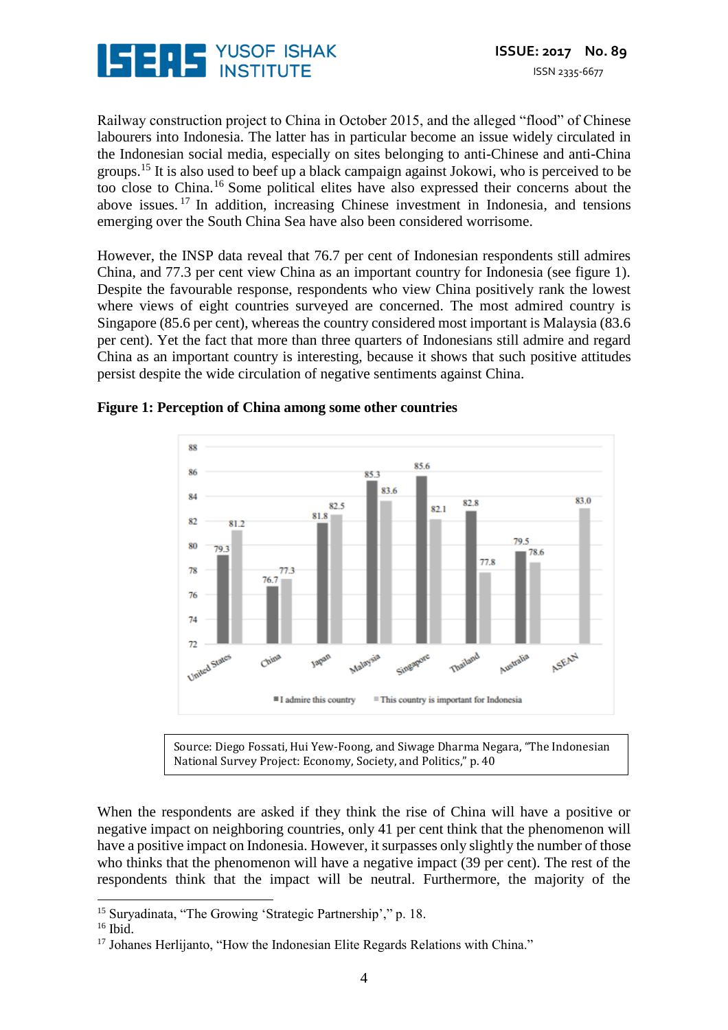Railway construction project to China in October 2015, and the alleged "flood" of Chinese labourers into Indonesia. The latter has in particular become an issue widely circulated in the Indonesian social media, especially on sites belonging to anti-Chinese and anti-China groups.[15] It is also used to beef up a black campaign against Jokowi, who is perceived to be too close to China.[16] Some political elites have also expressed their concerns about the above issues.[17] In addition, increasing Chinese investment in Indonesia, and tensions emerging over the South China Sea have also been considered worrisome.

However, the INSP data reveal that 76.7 per cent of Indonesian respondents still admires China, and 77.3 per cent view China as an important country for Indonesia (see figure 1). Despite the favourable response, respondents who view China positively rank the lowest where views of eight countries surveyed are concerned. The most admired country is Singapore (85.6 per cent), whereas the country considered most important is Malaysia (83.6 per cent). Yet the fact that more than three quarters of Indonesians still admire and regard China as an important country is interesting, because it shows that such positive attitudes persist despite the wide circulation of negative sentiments against China.

**Figure 1: Perception of China among some other countries**

| Country | I admire this country | This country is important for Indonesia |
|---|---|---|
| United States | 79.3 | 81.2 |
| China | 76.7 | 77.3 |
| Japan | 81.8 | 82.5 |
| Malaysia | 85.3 | 83.6 |
| Singapore | 85.6 | 82.1 |
| Thailand | 82.8 | 77.8 |
| Australia | 79.5 | 78.6 |
| ASEAN | | 83.0 |

Source: Diego Fossati, Hui Yew-Foong, and Siwage Dharma Negara, "The Indonesian National Survey Project: Economy, Society, and Politics," p. 40

When the respondents are asked if they think the rise of China will have a positive or negative impact on neighboring countries, only 41 per cent think that the phenomenon will have a positive impact on Indonesia. However, it surpasses only slightly the number of those who thinks that the phenomenon will have a negative impact (39 per cent). The rest of the respondents think that the impact will be neutral. Furthermore, the majority of the

[15] Suryadinata, "The Growing 'Strategic Partnership'," p. 18.

[16] Ibid.

[17] Johanes Herlijanto, "How the Indonesian Elite Regards Relations with China."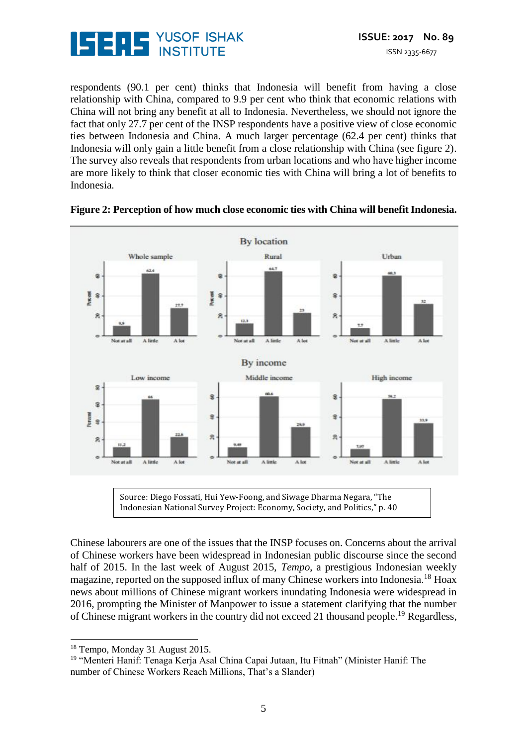respondents (90.1 per cent) thinks that Indonesia will benefit from having a close relationship with China, compared to 9.9 per cent who think that economic relations with China will not bring any benefit at all to Indonesia. Nevertheless, we should not ignore the fact that only 27.7 per cent of the INSP respondents have a positive view of close economic ties between Indonesia and China. A much larger percentage (62.4 per cent) thinks that Indonesia will only gain a little benefit from a close relationship with China (see figure 2). The survey also reveals that respondents from urban locations and who have higher income are more likely to think that closer economic ties with China will bring a lot of benefits to Indonesia.

**Figure 2: Perception of how much close economic ties with China will benefit Indonesia.**

| | Not at all | A little | A lot |
|---|---|---|---|
| Whole sample | 9.9 | 62.4 | 27.7 |
| Rural | 12.3 | 64.7 | 23 |
| Urban | 7.7 | 60.3 | 32 |
| Low income | 11.2 | 66 | 22.8 |
| Middle income | 9.49 | 60.6 | 29.9 |
| High income | 7.97 | 58.2 | 33.9 |

Source: Diego Fossati, Hui Yew-Foong, and Siwage Dharma Negara, "The Indonesian National Survey Project: Economy, Society, and Politics," p. 40

Chinese labourers are one of the issues that the INSP focuses on. Concerns about the arrival of Chinese workers have been widespread in Indonesian public discourse since the second half of 2015. In the last week of August 2015, *Tempo*, a prestigious Indonesian weekly magazine, reported on the supposed influx of many Chinese workers into Indonesia.[18] Hoax news about millions of Chinese migrant workers inundating Indonesia were widespread in 2016, prompting the Minister of Manpower to issue a statement clarifying that the number of Chinese migrant workers in the country did not exceed 21 thousand people.[19] Regardless,

[18] Tempo, Monday 31 August 2015.

[19] "Menteri Hanif: Tenaga Kerja Asal China Capai Jutaan, Itu Fitnah" (Minister Hanif: The number of Chinese Workers Reach Millions, That's a Slander)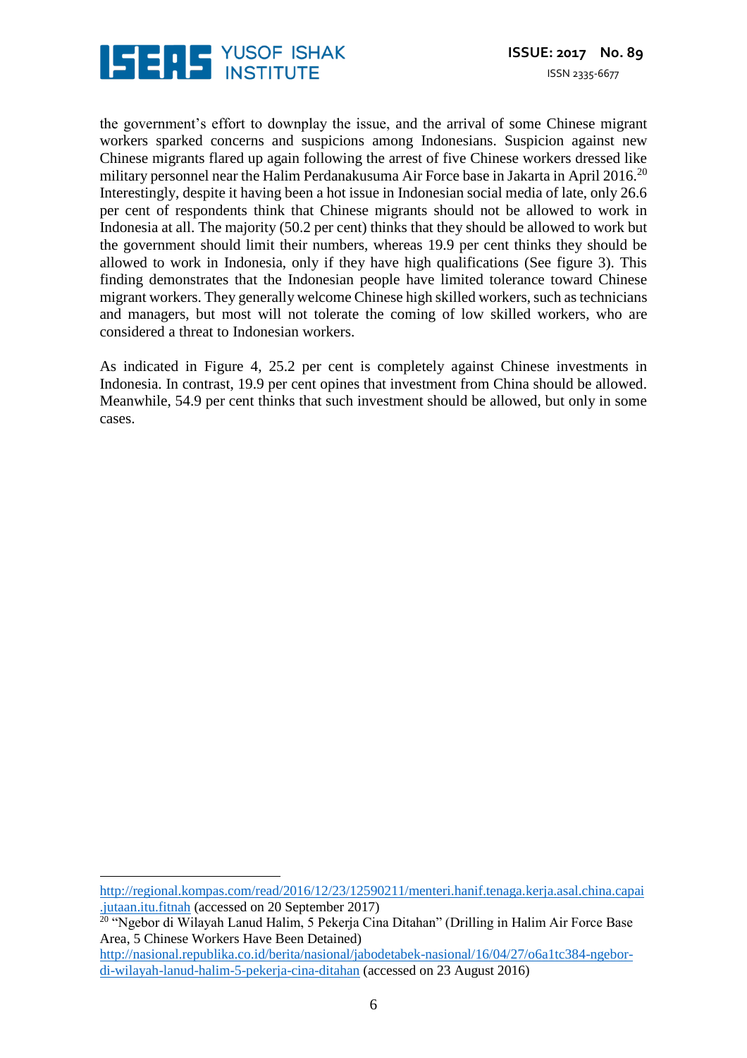the government's effort to downplay the issue, and the arrival of some Chinese migrant workers sparked concerns and suspicions among Indonesians. Suspicion against new Chinese migrants flared up again following the arrest of five Chinese workers dressed like military personnel near the Halim Perdanakusuma Air Force base in Jakarta in April 2016.[20] Interestingly, despite it having been a hot issue in Indonesian social media of late, only 26.6 per cent of respondents think that Chinese migrants should not be allowed to work in Indonesia at all. The majority (50.2 per cent) thinks that they should be allowed to work but the government should limit their numbers, whereas 19.9 per cent thinks they should be allowed to work in Indonesia, only if they have high qualifications (See figure 3). This finding demonstrates that the Indonesian people have limited tolerance toward Chinese migrant workers. They generally welcome Chinese high skilled workers, such as technicians and managers, but most will not tolerate the coming of low skilled workers, who are considered a threat to Indonesian workers.

As indicated in Figure 4, 25.2 per cent is completely against Chinese investments in Indonesia. In contrast, 19.9 per cent opines that investment from China should be allowed. Meanwhile, 54.9 per cent thinks that such investment should be allowed, but only in some cases.

---

http://regional.kompas.com/read/2016/12/23/12590211/menteri.hanif.tenaga.kerja.asal.china.capai.jutaan.itu.fitnah (accessed on 20 September 2017)

[20] "Ngebor di Wilayah Lanud Halim, 5 Pekerja Cina Ditahan" (Drilling in Halim Air Force Base Area, 5 Chinese Workers Have Been Detained) http://nasional.republika.co.id/berita/nasional/jabodetabek-nasional/16/04/27/o6a1tc384-ngebor-di-wilayah-lanud-halim-5-pekerja-cina-ditahan (accessed on 23 August 2016)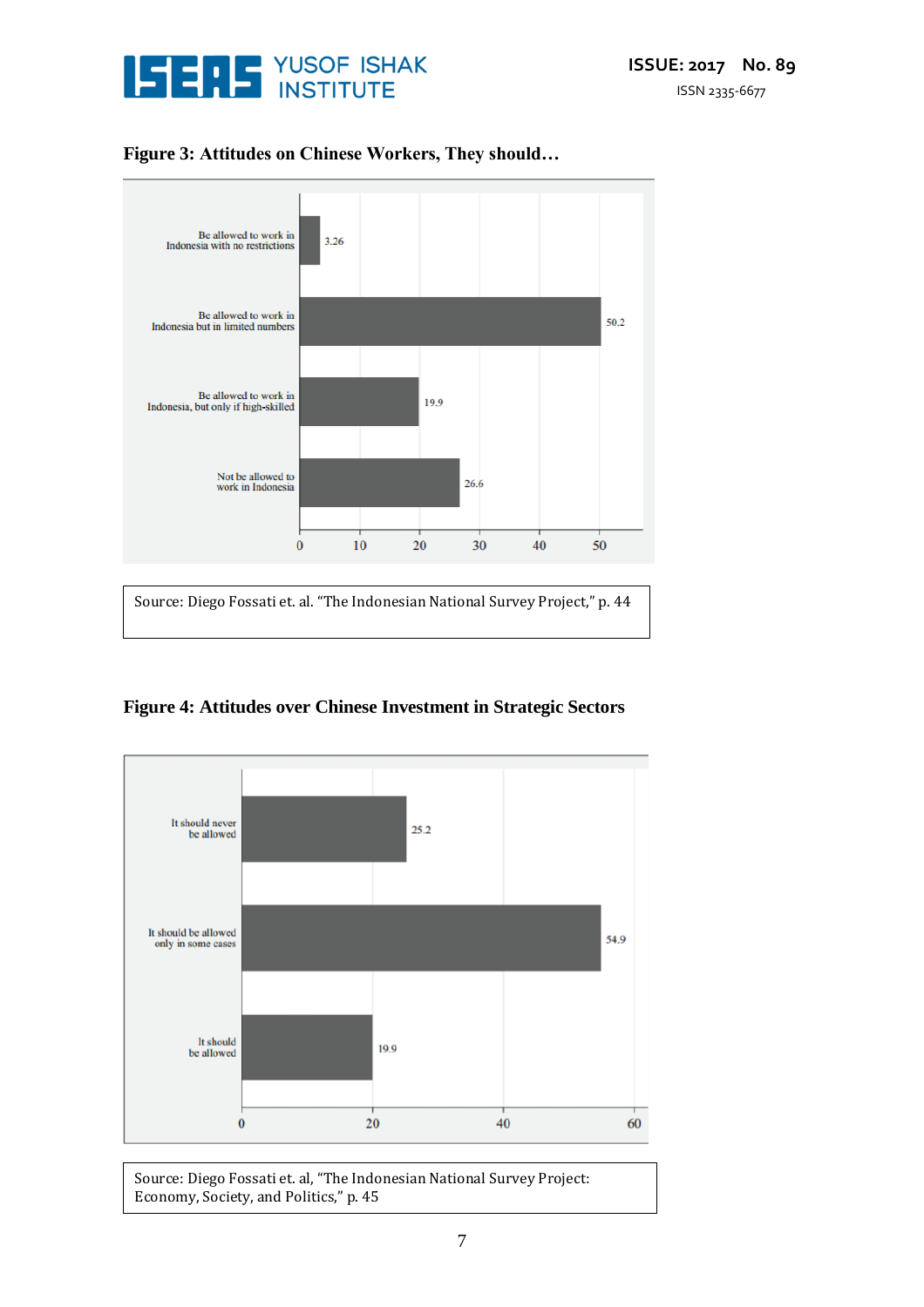**Figure 3: Attitudes on Chinese Workers, They should…**

| Response | % |
|---|---|
| Be allowed to work in Indonesia with no restrictions | 3.26 |
| Be allowed to work in Indonesia but in limited numbers | 50.2 |
| Be allowed to work in Indonesia, but only if high-skilled | 19.9 |
| Not be allowed to work in Indonesia | 26.6 |

Source: Diego Fossati et. al. "The Indonesian National Survey Project," p. 44

**Figure 4: Attitudes over Chinese Investment in Strategic Sectors**

| Response | % |
|---|---|
| It should never be allowed | 25.2 |
| It should be allowed only in some cases | 54.9 |
| It should be allowed | 19.9 |

Source: Diego Fossati et. al, "The Indonesian National Survey Project: Economy, Society, and Politics," p. 45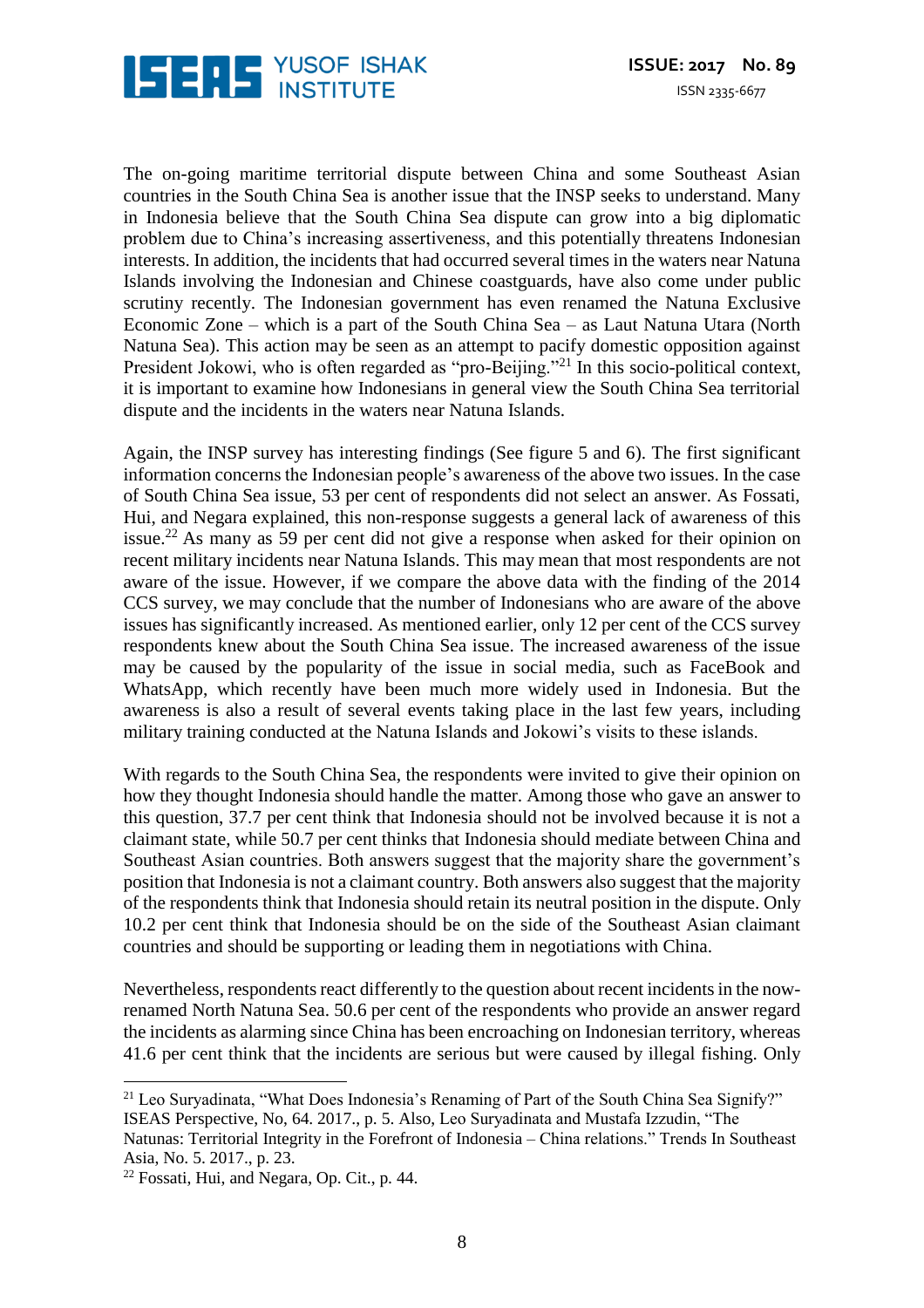The on-going maritime territorial dispute between China and some Southeast Asian countries in the South China Sea is another issue that the INSP seeks to understand. Many in Indonesia believe that the South China Sea dispute can grow into a big diplomatic problem due to China's increasing assertiveness, and this potentially threatens Indonesian interests. In addition, the incidents that had occurred several times in the waters near Natuna Islands involving the Indonesian and Chinese coastguards, have also come under public scrutiny recently. The Indonesian government has even renamed the Natuna Exclusive Economic Zone – which is a part of the South China Sea – as Laut Natuna Utara (North Natuna Sea). This action may be seen as an attempt to pacify domestic opposition against President Jokowi, who is often regarded as "pro-Beijing."[21] In this socio-political context, it is important to examine how Indonesians in general view the South China Sea territorial dispute and the incidents in the waters near Natuna Islands.

Again, the INSP survey has interesting findings (See figure 5 and 6). The first significant information concerns the Indonesian people's awareness of the above two issues. In the case of South China Sea issue, 53 per cent of respondents did not select an answer. As Fossati, Hui, and Negara explained, this non-response suggests a general lack of awareness of this issue.[22] As many as 59 per cent did not give a response when asked for their opinion on recent military incidents near Natuna Islands. This may mean that most respondents are not aware of the issue. However, if we compare the above data with the finding of the 2014 CCS survey, we may conclude that the number of Indonesians who are aware of the above issues has significantly increased. As mentioned earlier, only 12 per cent of the CCS survey respondents knew about the South China Sea issue. The increased awareness of the issue may be caused by the popularity of the issue in social media, such as FaceBook and WhatsApp, which recently have been much more widely used in Indonesia. But the awareness is also a result of several events taking place in the last few years, including military training conducted at the Natuna Islands and Jokowi's visits to these islands.

With regards to the South China Sea, the respondents were invited to give their opinion on how they thought Indonesia should handle the matter. Among those who gave an answer to this question, 37.7 per cent think that Indonesia should not be involved because it is not a claimant state, while 50.7 per cent thinks that Indonesia should mediate between China and Southeast Asian countries. Both answers suggest that the majority share the government's position that Indonesia is not a claimant country. Both answers also suggest that the majority of the respondents think that Indonesia should retain its neutral position in the dispute. Only 10.2 per cent think that Indonesia should be on the side of the Southeast Asian claimant countries and should be supporting or leading them in negotiations with China.

Nevertheless, respondents react differently to the question about recent incidents in the now-renamed North Natuna Sea. 50.6 per cent of the respondents who provide an answer regard the incidents as alarming since China has been encroaching on Indonesian territory, whereas 41.6 per cent think that the incidents are serious but were caused by illegal fishing. Only

---

[21] Leo Suryadinata, "What Does Indonesia's Renaming of Part of the South China Sea Signify?" ISEAS Perspective, No, 64. 2017., p. 5. Also, Leo Suryadinata and Mustafa Izzudin, "The Natunas: Territorial Integrity in the Forefront of Indonesia – China relations." Trends In Southeast Asia, No. 5. 2017., p. 23.

[22] Fossati, Hui, and Negara, Op. Cit., p. 44.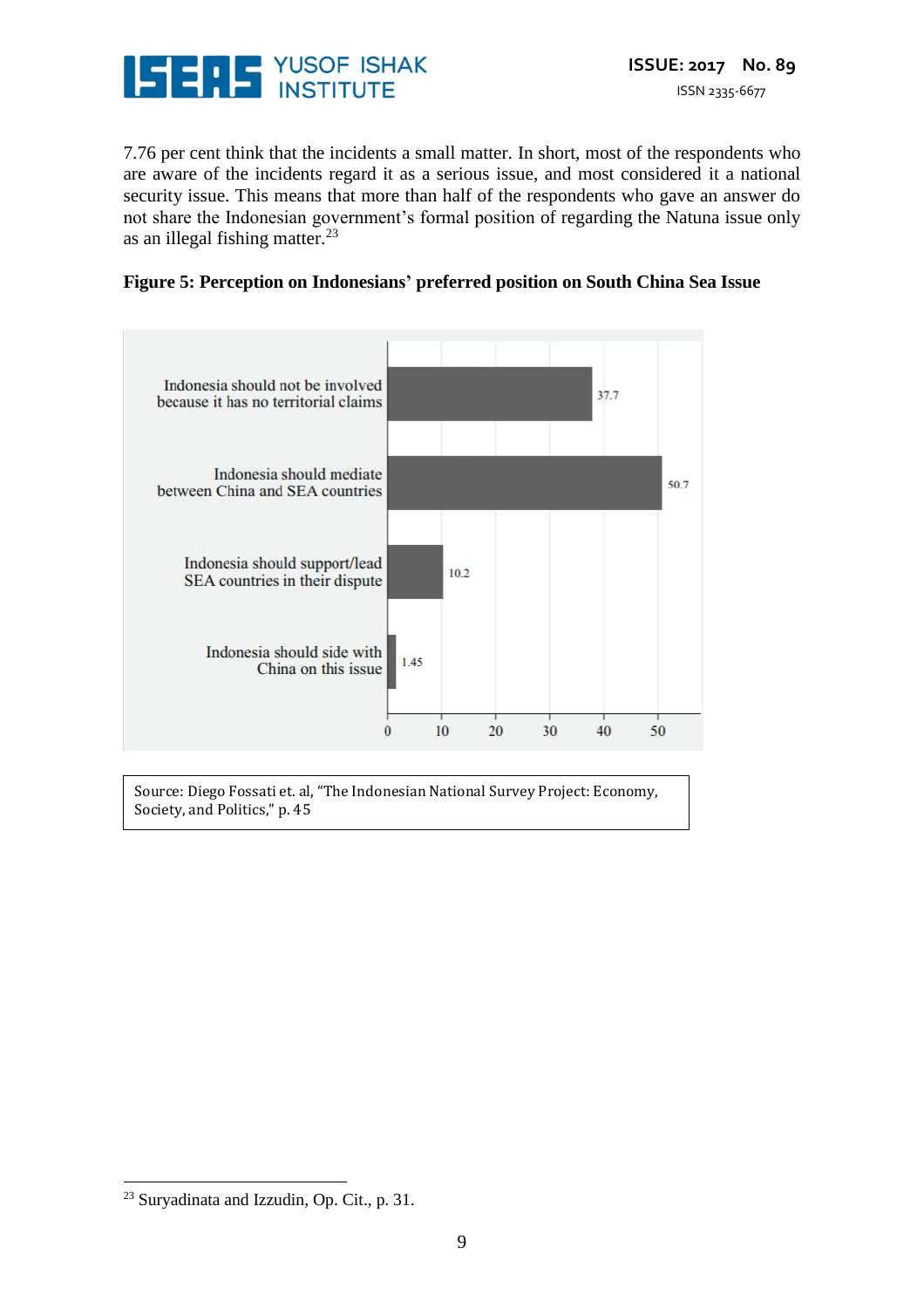7.76 per cent think that the incidents a small matter. In short, most of the respondents who are aware of the incidents regard it as a serious issue, and most considered it a national security issue. This means that more than half of the respondents who gave an answer do not share the Indonesian government's formal position of regarding the Natuna issue only as an illegal fishing matter.[23]

**Figure 5: Perception on Indonesians' preferred position on South China Sea Issue**

| Position | Per cent |
|---|---|
| Indonesia should not be involved because it has no territorial claims | 37.7 |
| Indonesia should mediate between China and SEA countries | 50.7 |
| Indonesia should support/lead SEA countries in their dispute | 10.2 |
| Indonesia should side with China on this issue | 1.45 |

Source: Diego Fossati et. al, "The Indonesian National Survey Project: Economy, Society, and Politics," p. 45

---

[23] Suryadinata and Izzudin, Op. Cit., p. 31.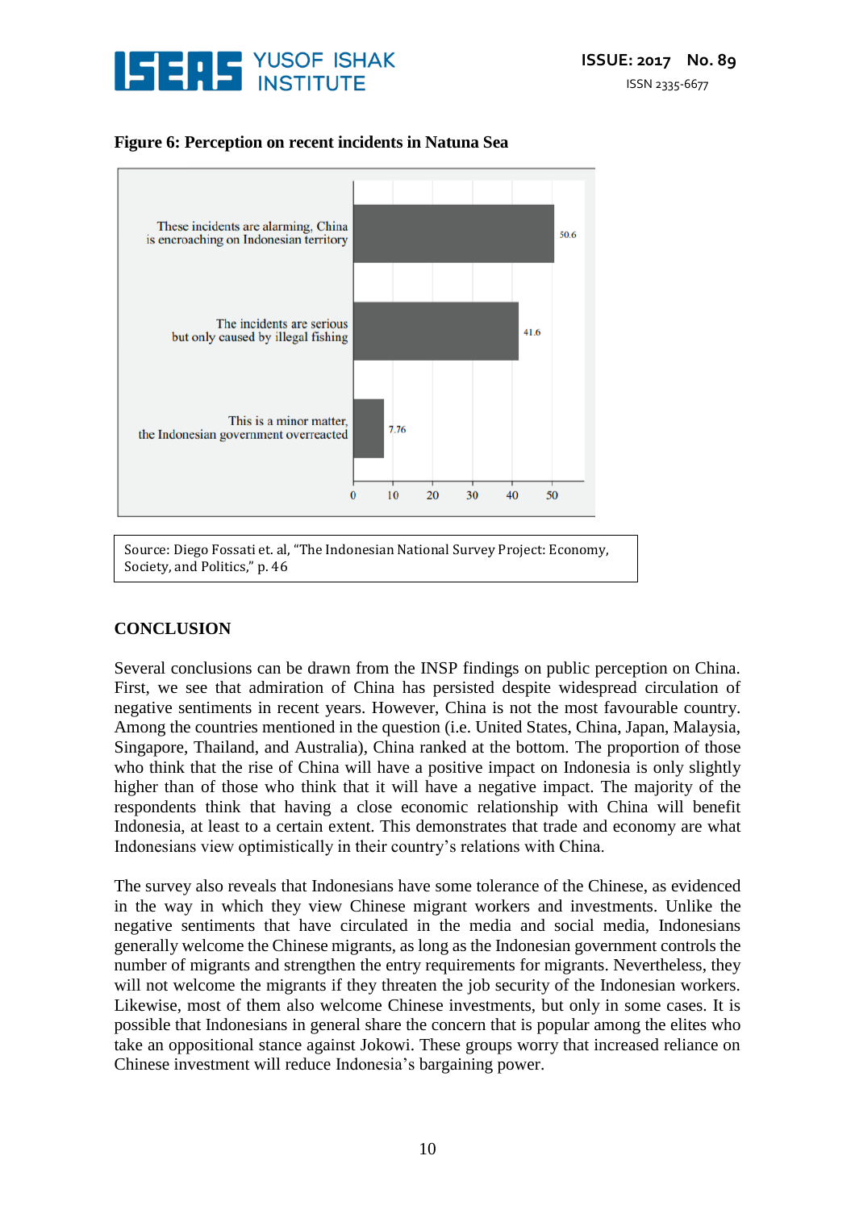**Figure 6: Perception on recent incidents in Natuna Sea**

| Perception | % |
|---|---|
| These incidents are alarming, China is encroaching on Indonesian territory | 50.6 |
| The incidents are serious but only caused by illegal fishing | 41.6 |
| This is a minor matter, the Indonesian government overreacted | 7.76 |

Source: Diego Fossati et. al, "The Indonesian National Survey Project: Economy, Society, and Politics," p. 46

## CONCLUSION

Several conclusions can be drawn from the INSP findings on public perception on China. First, we see that admiration of China has persisted despite widespread circulation of negative sentiments in recent years. However, China is not the most favourable country. Among the countries mentioned in the question (i.e. United States, China, Japan, Malaysia, Singapore, Thailand, and Australia), China ranked at the bottom. The proportion of those who think that the rise of China will have a positive impact on Indonesia is only slightly higher than of those who think that it will have a negative impact. The majority of the respondents think that having a close economic relationship with China will benefit Indonesia, at least to a certain extent. This demonstrates that trade and economy are what Indonesians view optimistically in their country's relations with China.

The survey also reveals that Indonesians have some tolerance of the Chinese, as evidenced in the way in which they view Chinese migrant workers and investments. Unlike the negative sentiments that have circulated in the media and social media, Indonesians generally welcome the Chinese migrants, as long as the Indonesian government controls the number of migrants and strengthen the entry requirements for migrants. Nevertheless, they will not welcome the migrants if they threaten the job security of the Indonesian workers. Likewise, most of them also welcome Chinese investments, but only in some cases. It is possible that Indonesians in general share the concern that is popular among the elites who take an oppositional stance against Jokowi. These groups worry that increased reliance on Chinese investment will reduce Indonesia's bargaining power.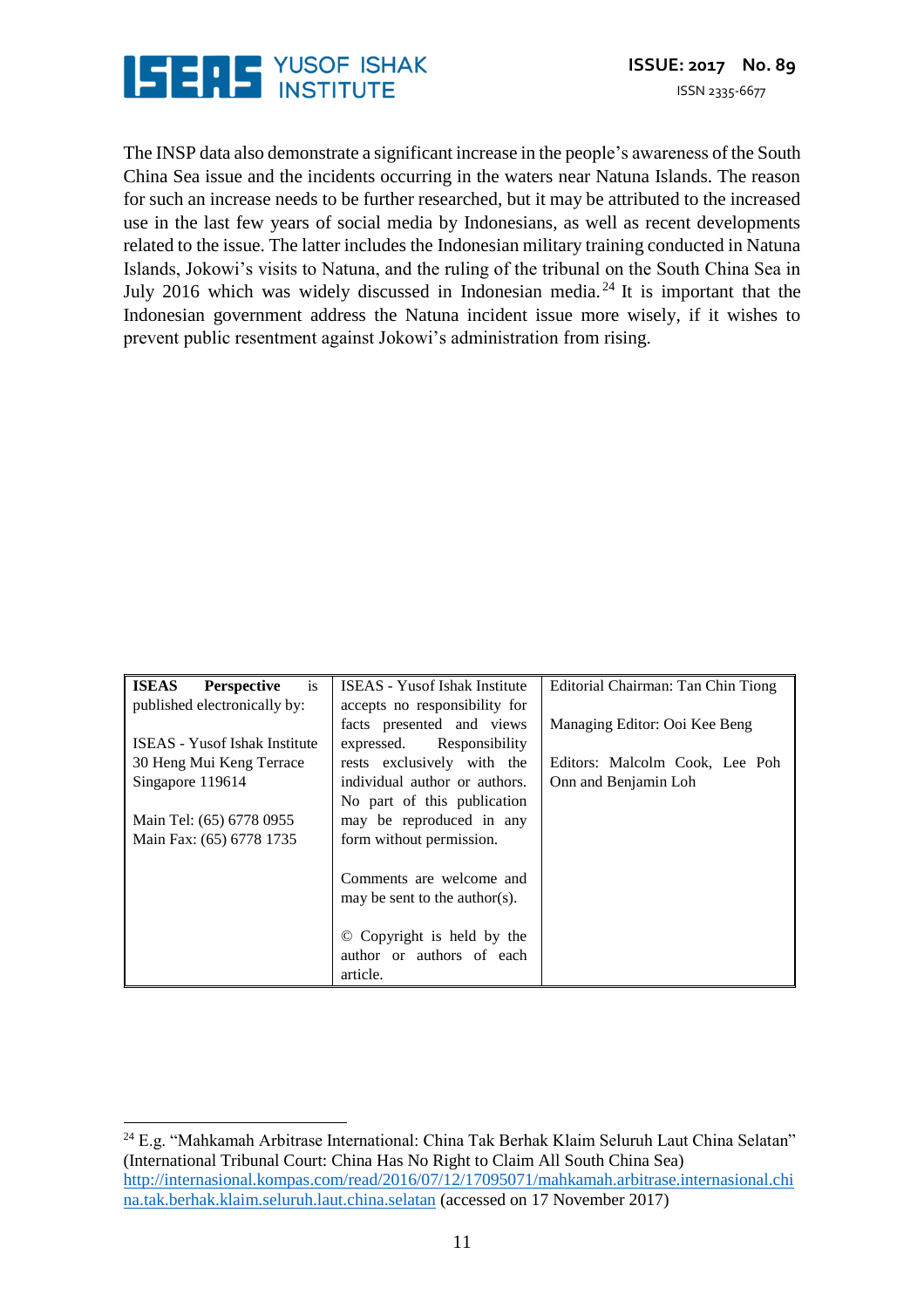The INSP data also demonstrate a significant increase in the people's awareness of the South China Sea issue and the incidents occurring in the waters near Natuna Islands. The reason for such an increase needs to be further researched, but it may be attributed to the increased use in the last few years of social media by Indonesians, as well as recent developments related to the issue. The latter includes the Indonesian military training conducted in Natuna Islands, Jokowi's visits to Natuna, and the ruling of the tribunal on the South China Sea in July 2016 which was widely discussed in Indonesian media.[24] It is important that the Indonesian government address the Natuna incident issue more wisely, if it wishes to prevent public resentment against Jokowi's administration from rising.

| | | |
|---|---|---|
| **ISEAS Perspective** is published electronically by:<br><br>ISEAS - Yusof Ishak Institute<br>30 Heng Mui Keng Terrace<br>Singapore 119614<br><br>Main Tel: (65) 6778 0955<br>Main Fax: (65) 6778 1735 | ISEAS - Yusof Ishak Institute accepts no responsibility for facts presented and views expressed. Responsibility rests exclusively with the individual author or authors. No part of this publication may be reproduced in any form without permission.<br><br>Comments are welcome and may be sent to the author(s).<br><br>© Copyright is held by the author or authors of each article. | Editorial Chairman: Tan Chin Tiong<br><br>Managing Editor: Ooi Kee Beng<br><br>Editors: Malcolm Cook, Lee Poh Onn and Benjamin Loh |

[24] E.g. "Mahkamah Arbitrase International: China Tak Berhak Klaim Seluruh Laut China Selatan" (International Tribunal Court: China Has No Right to Claim All South China Sea) http://internasional.kompas.com/read/2016/07/12/17095071/mahkamah.arbitrase.internasional.china.tak.berhak.klaim.seluruh.laut.china.selatan (accessed on 17 November 2017)